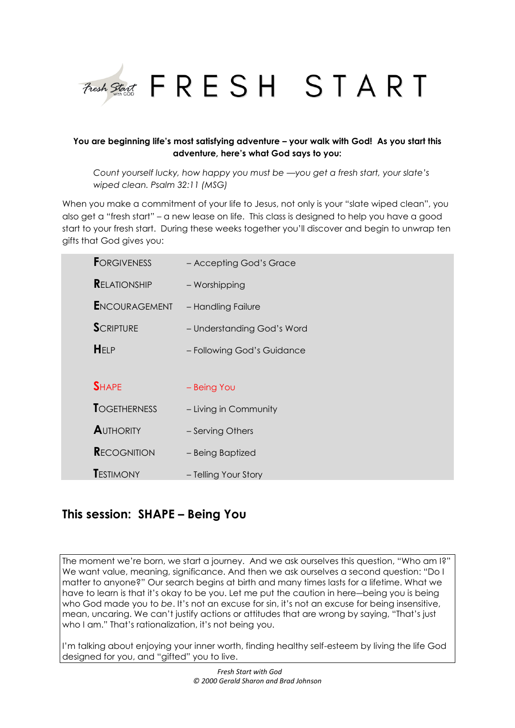# FRESH START

**You are beginning life's most satisfying adventure – your walk with God! As you start this adventure, here's what God says to you:**

> *Count yourself lucky, how happy you must be —you get a fresh start, your slate's wiped clean. Psalm 32:11 (MSG)*

When you make a commitment of your life to Jesus, not only is your "slate wiped clean", you also get a "fresh start" – a new lease on life. This class is designed to help you have a good start to your fresh start. During these weeks together you'll discover and begin to unwrap ten gifts that God gives you:

| | |
|---|---|
| **F**ORGIVENESS | – Accepting God's Grace |
| **R**ELATIONSHIP | – Worshipping |
| **E**NCOURAGEMENT | – Handling Failure |
| **S**CRIPTURE | – Understanding God's Word |
| **H**ELP | – Following God's Guidance |
| **S**HAPE | – Being You |
| **T**OGETHERNESS | – Living in Community |
| **A**UTHORITY | – Serving Others |
| **R**ECOGNITION | – Being Baptized |
| **T**ESTIMONY | – Telling Your Story |

## This session: SHAPE – Being You

The moment we're born, we start a journey. And we ask ourselves this question, "Who am I?" We want value, meaning, significance. And then we ask ourselves a second question: "Do I matter to anyone?" Our search begins at birth and many times lasts for a lifetime. What we have to learn is that it's okay to be you. Let me put the caution in here—being you is being who God made you to *be*. It's not an excuse for sin, it's not an excuse for being insensitive, mean, uncaring. We can't justify actions or attitudes that are wrong by saying, "That's just who I am." That's rationalization, it's not being you.

I'm talking about enjoying your inner worth, finding healthy self-esteem by living the life God designed for you, and "gifted" you to live.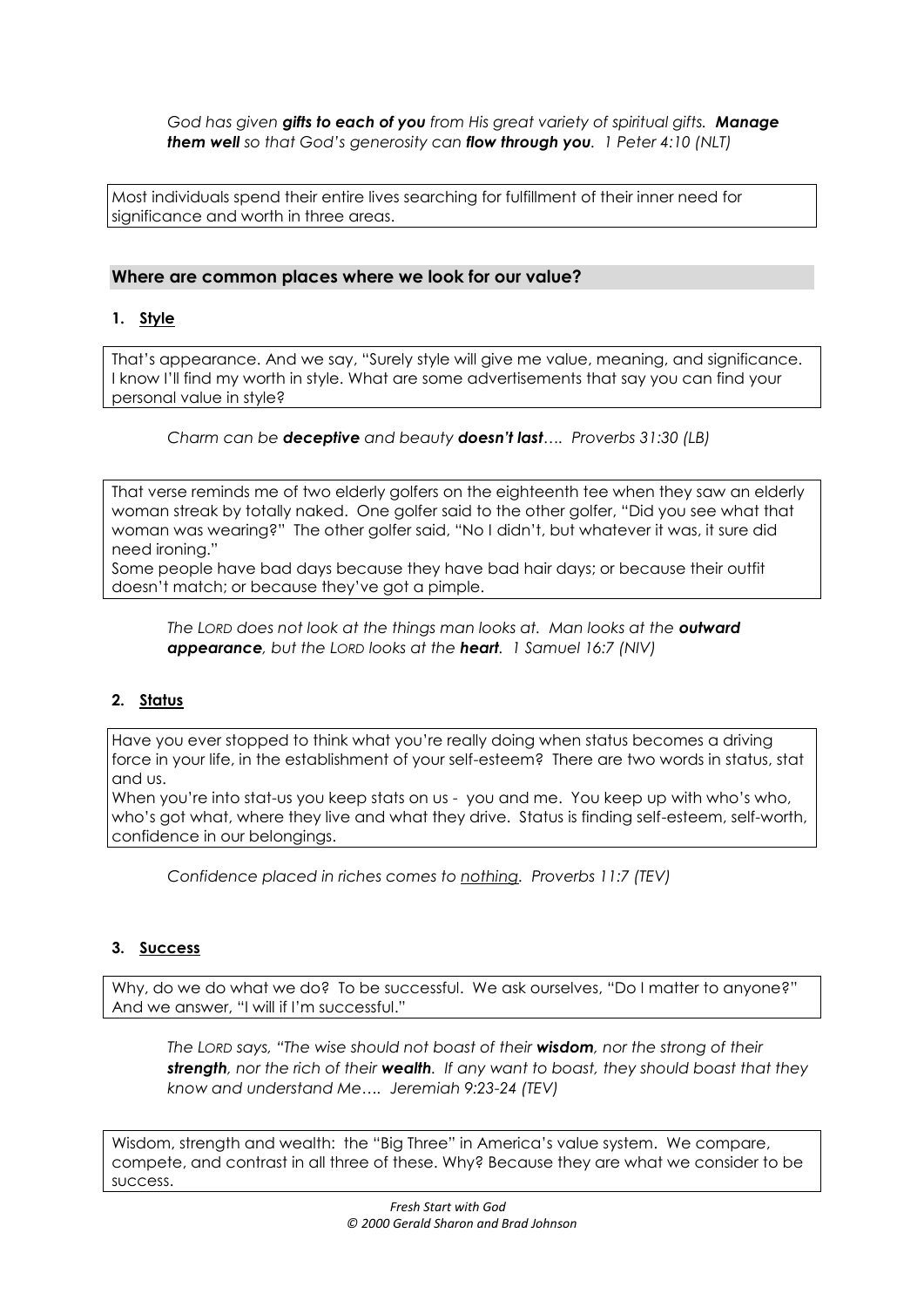*God has given **gifts to each of you** from His great variety of spiritual gifts. **Manage them well** so that God's generosity can **flow through you**. 1 Peter 4:10 (NLT)*

Most individuals spend their entire lives searching for fulfillment of their inner need for significance and worth in three areas.

## Where are common places where we look for our value?

### 1. Style

That's appearance. And we say, "Surely style will give me value, meaning, and significance. I know I'll find my worth in style. What are some advertisements that say you can find your personal value in style?

*Charm can be **deceptive** and beauty **doesn't last**…. Proverbs 31:30 (LB)*

That verse reminds me of two elderly golfers on the eighteenth tee when they saw an elderly woman streak by totally naked. One golfer said to the other golfer, "Did you see what that woman was wearing?" The other golfer said, "No I didn't, but whatever it was, it sure did need ironing."
Some people have bad days because they have bad hair days; or because their outfit doesn't match; or because they've got a pimple.

*The LORD does not look at the things man looks at. Man looks at the **outward appearance**, but the LORD looks at the **heart**. 1 Samuel 16:7 (NIV)*

### 2. Status

Have you ever stopped to think what you're really doing when status becomes a driving force in your life, in the establishment of your self-esteem? There are two words in status, stat and us.
When you're into stat-us you keep stats on us - you and me. You keep up with who's who, who's got what, where they live and what they drive. Status is finding self-esteem, self-worth, confidence in our belongings.

*Confidence placed in riches comes to <u>nothing</u>. Proverbs 11:7 (TEV)*

### 3. Success

Why, do we do what we do? To be successful. We ask ourselves, "Do I matter to anyone?" And we answer, "I will if I'm successful."

*The LORD says, "The wise should not boast of their **wisdom**, nor the strong of their **strength**, nor the rich of their **wealth**. If any want to boast, they should boast that they know and understand Me…. Jeremiah 9:23-24 (TEV)*

Wisdom, strength and wealth: the "Big Three" in America's value system. We compare, compete, and contrast in all three of these. Why? Because they are what we consider to be success.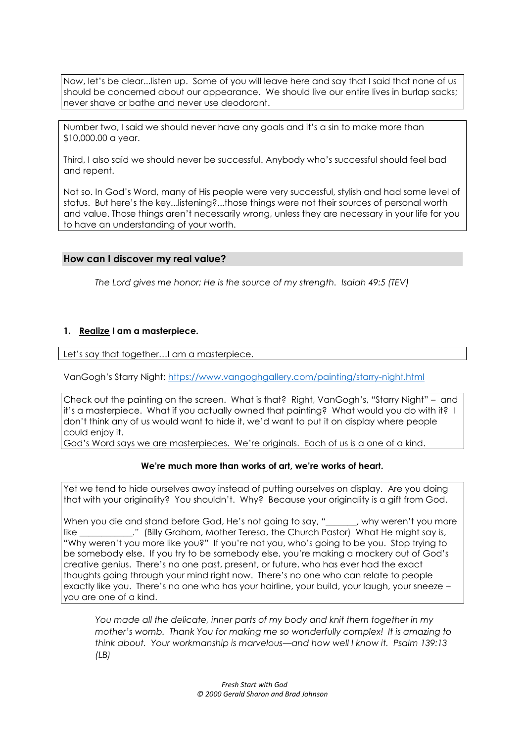Now, let's be clear...listen up. Some of you will leave here and say that I said that none of us should be concerned about our appearance. We should live our entire lives in burlap sacks; never shave or bathe and never use deodorant.

Number two, I said we should never have any goals and it's a sin to make more than $10,000.00 a year.

Third, I also said we should never be successful. Anybody who's successful should feel bad and repent.

Not so. In God's Word, many of His people were very successful, stylish and had some level of status. But here's the key...listening?...those things were not their sources of personal worth and value. Those things aren't necessarily wrong, unless they are necessary in your life for you to have an understanding of your worth.

## How can I discover my real value?

*The Lord gives me honor; He is the source of my strength. Isaiah 49:5 (TEV)*

### 1. Realize I am a masterpiece.

Let's say that together…I am a masterpiece.

VanGogh's Starry Night: https://www.vangoghgallery.com/painting/starry-night.html

Check out the painting on the screen. What is that? Right, VanGogh's, "Starry Night" – and it's a masterpiece. What if you actually owned that painting? What would you do with it? I don't think any of us would want to hide it, we'd want to put it on display where people could enjoy it.

God's Word says we are masterpieces. We're originals. Each of us is a one of a kind.

**We're much more than works of art, we're works of heart.**

Yet we tend to hide ourselves away instead of putting ourselves on display. Are you doing that with your originality? You shouldn't. Why? Because your originality is a gift from God.

When you die and stand before God, He's not going to say, "_______, why weren't you more like ____________." (Billy Graham, Mother Teresa, the Church Pastor) What He might say is, "Why weren't you more like you?" If you're not you, who's going to be you. Stop trying to be somebody else. If you try to be somebody else, you're making a mockery out of God's creative genius. There's no one past, present, or future, who has ever had the exact thoughts going through your mind right now. There's no one who can relate to people exactly like you. There's no one who has your hairline, your build, your laugh, your sneeze – you are one of a kind.

*You made all the delicate, inner parts of my body and knit them together in my mother's womb. Thank You for making me so wonderfully complex! It is amazing to think about. Your workmanship is marvelous—and how well I know it. Psalm 139:13 (LB)*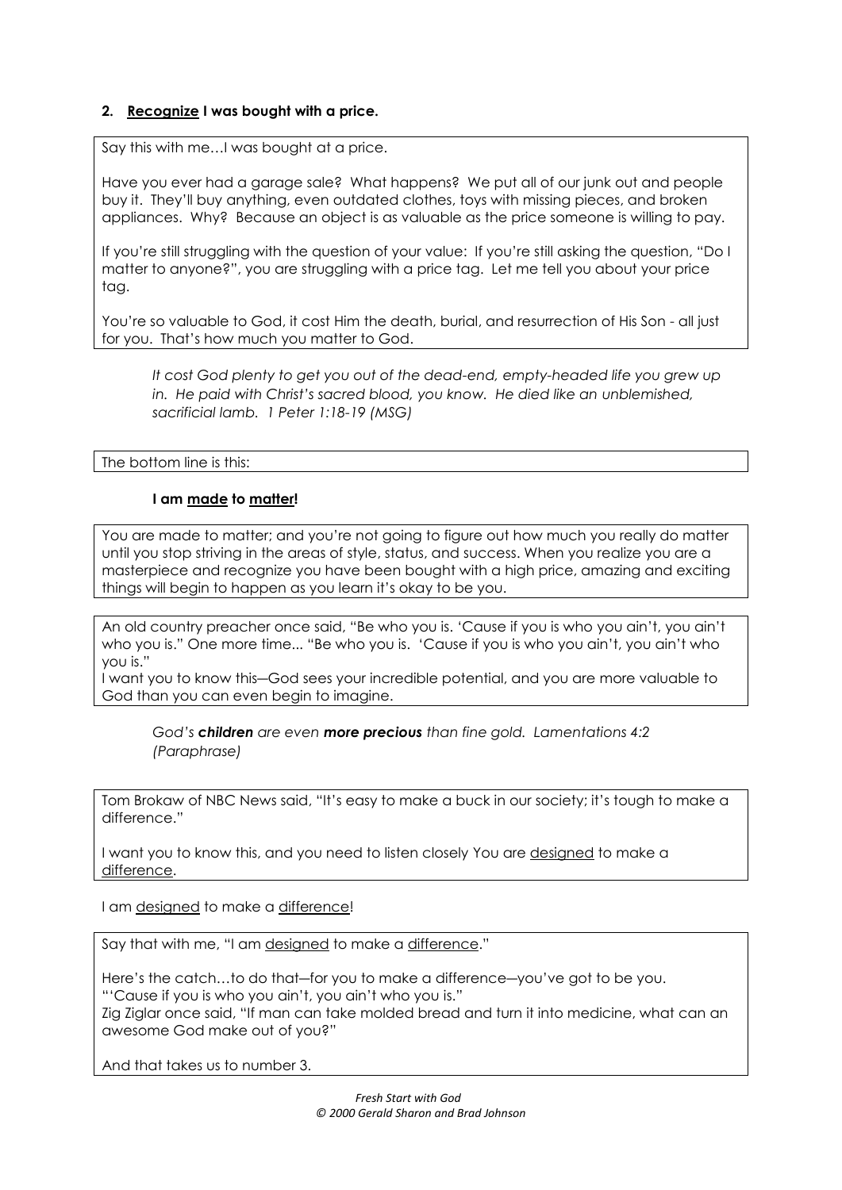**2. <u>Recognize</u> I was bought with a price.**

Say this with me…I was bought at a price.

Have you ever had a garage sale? What happens? We put all of our junk out and people buy it. They'll buy anything, even outdated clothes, toys with missing pieces, and broken appliances. Why? Because an object is as valuable as the price someone is willing to pay.

If you're still struggling with the question of your value: If you're still asking the question, "Do I matter to anyone?", you are struggling with a price tag. Let me tell you about your price tag.

You're so valuable to God, it cost Him the death, burial, and resurrection of His Son - all just for you. That's how much you matter to God.

> *It cost God plenty to get you out of the dead-end, empty-headed life you grew up in. He paid with Christ's sacred blood, you know. He died like an unblemished, sacrificial lamb. 1 Peter 1:18-19 (MSG)*

The bottom line is this:

**I am <u>made</u> to <u>matter</u>!**

You are made to matter; and you're not going to figure out how much you really do matter until you stop striving in the areas of style, status, and success. When you realize you are a masterpiece and recognize you have been bought with a high price, amazing and exciting things will begin to happen as you learn it's okay to be you.

An old country preacher once said, "Be who you is. 'Cause if you is who you ain't, you ain't who you is." One more time... "Be who you is. 'Cause if you is who you ain't, you ain't who you is."
I want you to know this—God sees your incredible potential, and you are more valuable to God than you can even begin to imagine.

> *God's **children** are even **more precious** than fine gold. Lamentations 4:2 (Paraphrase)*

Tom Brokaw of NBC News said, "It's easy to make a buck in our society; it's tough to make a difference."

I want you to know this, and you need to listen closely You are <u>designed</u> to make a <u>difference</u>.

I am <u>designed</u> to make a <u>difference</u>!

Say that with me, "I am <u>designed</u> to make a <u>difference</u>."

Here's the catch…to do that—for you to make a difference—you've got to be you.
"'Cause if you is who you ain't, you ain't who you is."
Zig Ziglar once said, "If man can take molded bread and turn it into medicine, what can an awesome God make out of you?"

And that takes us to number 3.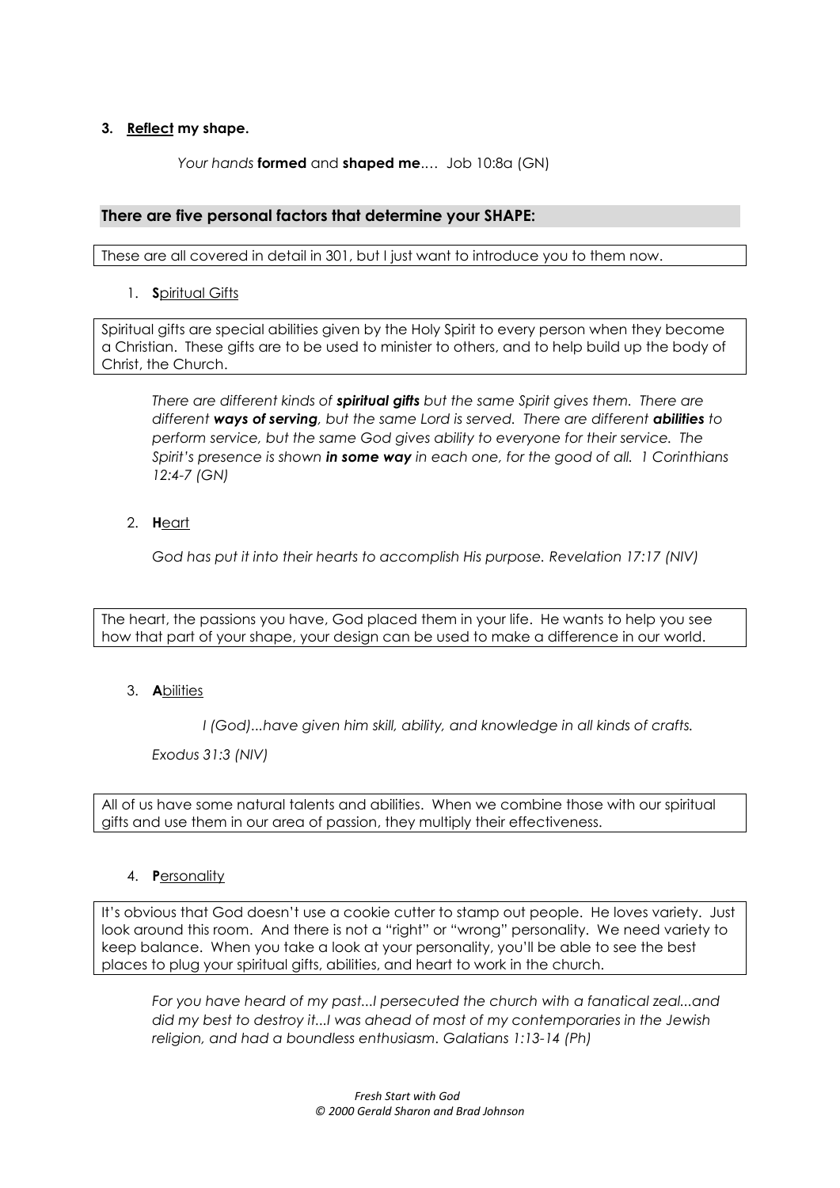**3. <u>Reflect</u> my shape.**

*Your hands* **formed** and **shaped me**.... Job 10:8a (GN)

## There are five personal factors that determine your SHAPE:

These are all covered in detail in 301, but I just want to introduce you to them now.

1. **S**<u>piritual Gifts</u>

Spiritual gifts are special abilities given by the Holy Spirit to every person when they become a Christian. These gifts are to be used to minister to others, and to help build up the body of Christ, the Church.

> *There are different kinds of **spiritual gifts** but the same Spirit gives them. There are different **ways of serving**, but the same Lord is served. There are different **abilities** to perform service, but the same God gives ability to everyone for their service. The Spirit's presence is shown **in some way** in each one, for the good of all. 1 Corinthians 12:4-7 (GN)*

2. **H**<u>eart</u>

> *God has put it into their hearts to accomplish His purpose. Revelation 17:17 (NIV)*

The heart, the passions you have, God placed them in your life. He wants to help you see how that part of your shape, your design can be used to make a difference in our world.

3. **A**<u>bilities</u>

> *I (God)...have given him skill, ability, and knowledge in all kinds of crafts.*
>
> *Exodus 31:3 (NIV)*

All of us have some natural talents and abilities. When we combine those with our spiritual gifts and use them in our area of passion, they multiply their effectiveness.

4. **P**<u>ersonality</u>

It's obvious that God doesn't use a cookie cutter to stamp out people. He loves variety. Just look around this room. And there is not a "right" or "wrong" personality. We need variety to keep balance. When you take a look at your personality, you'll be able to see the best places to plug your spiritual gifts, abilities, and heart to work in the church.

> *For you have heard of my past...I persecuted the church with a fanatical zeal...and did my best to destroy it...I was ahead of most of my contemporaries in the Jewish religion, and had a boundless enthusiasm. Galatians 1:13-14 (Ph)*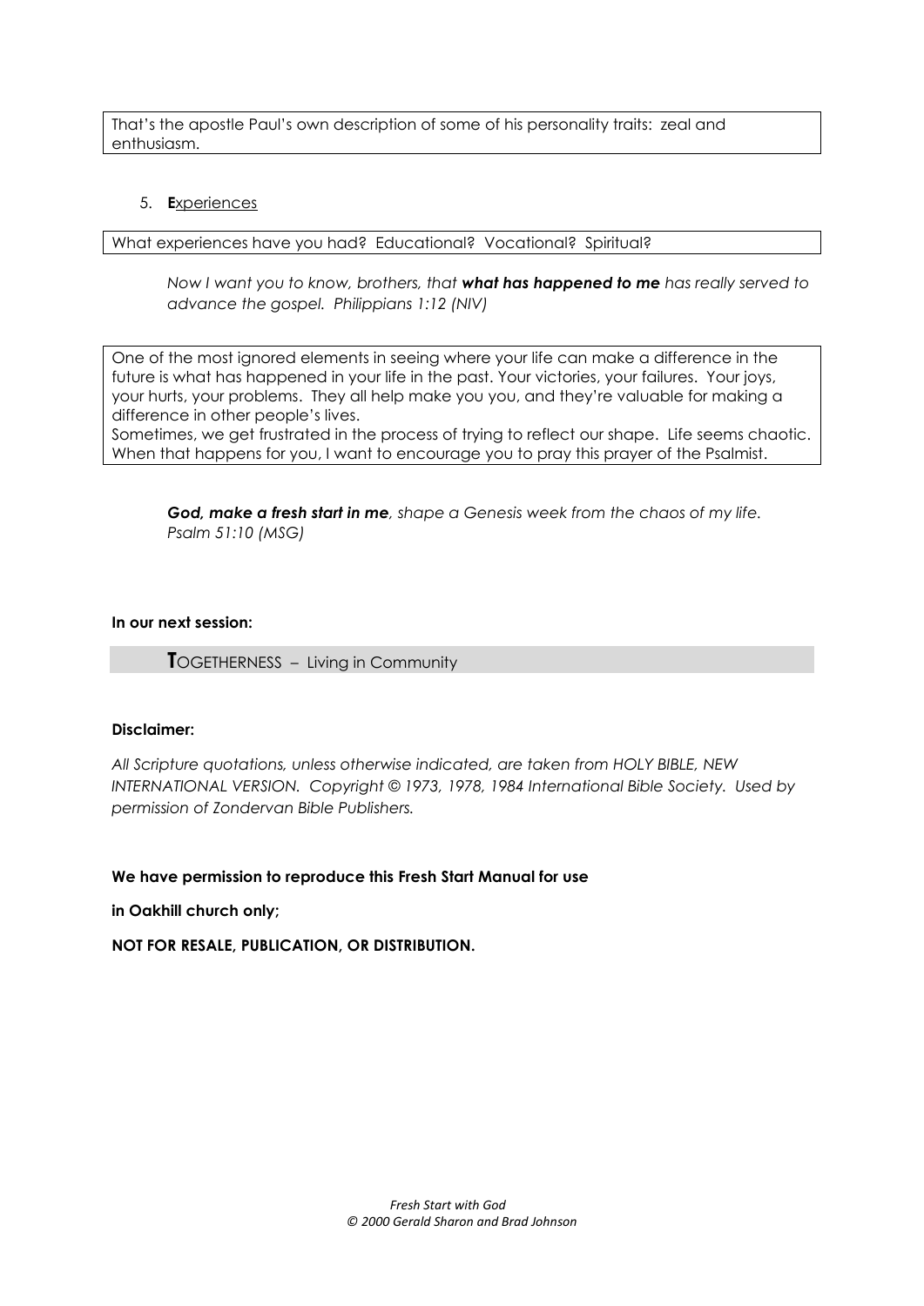That's the apostle Paul's own description of some of his personality traits: zeal and enthusiasm.

5. **E**xperiences

What experiences have you had? Educational? Vocational? Spiritual?

> *Now I want you to know, brothers, that **what has happened to me** has really served to advance the gospel. Philippians 1:12 (NIV)*

One of the most ignored elements in seeing where your life can make a difference in the future is what has happened in your life in the past. Your victories, your failures. Your joys, your hurts, your problems. They all help make you you, and they're valuable for making a difference in other people's lives.
Sometimes, we get frustrated in the process of trying to reflect our shape. Life seems chaotic. When that happens for you, I want to encourage you to pray this prayer of the Psalmist.

> ***God, make a fresh start in me**, shape a Genesis week from the chaos of my life. Psalm 51:10 (MSG)*

**In our next session:**

**T**OGETHERNESS – Living in Community

**Disclaimer:**

*All Scripture quotations, unless otherwise indicated, are taken from HOLY BIBLE, NEW INTERNATIONAL VERSION. Copyright © 1973, 1978, 1984 International Bible Society. Used by permission of Zondervan Bible Publishers.*

**We have permission to reproduce this Fresh Start Manual for use**

**in Oakhill church only;**

**NOT FOR RESALE, PUBLICATION, OR DISTRIBUTION.**